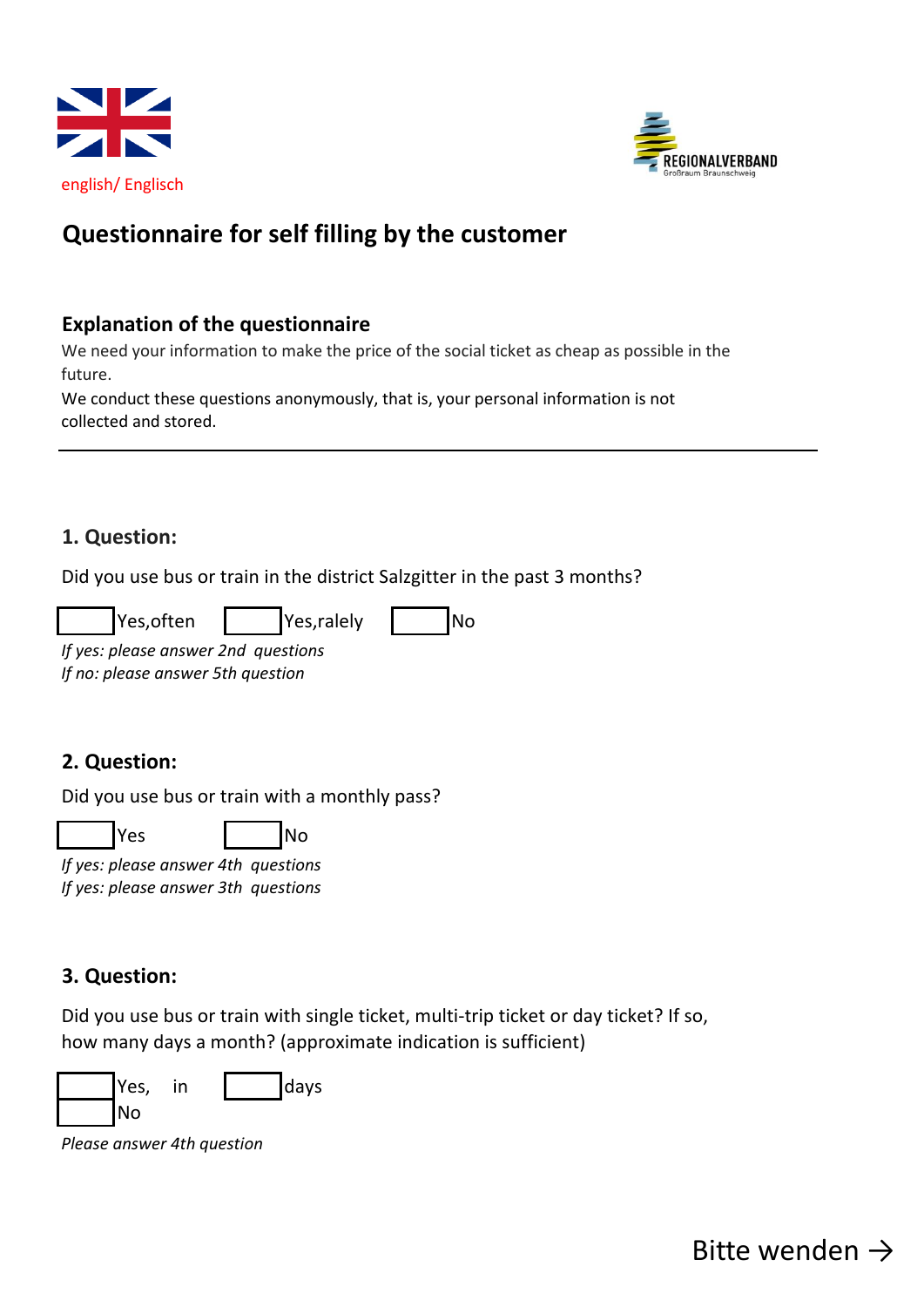english/ Englisch

REGIONALVERBAND
Großraum Braunschweig

# Questionnaire for self filling by the customer

## Explanation of the questionnaire

We need your information to make the price of the social ticket as cheap as possible in the future.
We conduct these questions anonymously, that is, your personal information is not collected and stored.

---

### 1. Question:

Did you use bus or train in the district Salzgitter in the past 3 months?

☐ Yes,often ☐ Yes,ralely ☐ No

*If yes: please answer 2nd questions*
*If no: please answer 5th question*

### 2. Question:

Did you use bus or train with a monthly pass?

☐ Yes ☐ No

*If yes: please answer 4th questions*
*If yes: please answer 3th questions*

### 3. Question:

Did you use bus or train with single ticket, multi-trip ticket or day ticket? If so, how many days a month? (approximate indication is sufficient)

☐ Yes, in ☐ days
☐ No

*Please answer 4th question*

Bitte wenden →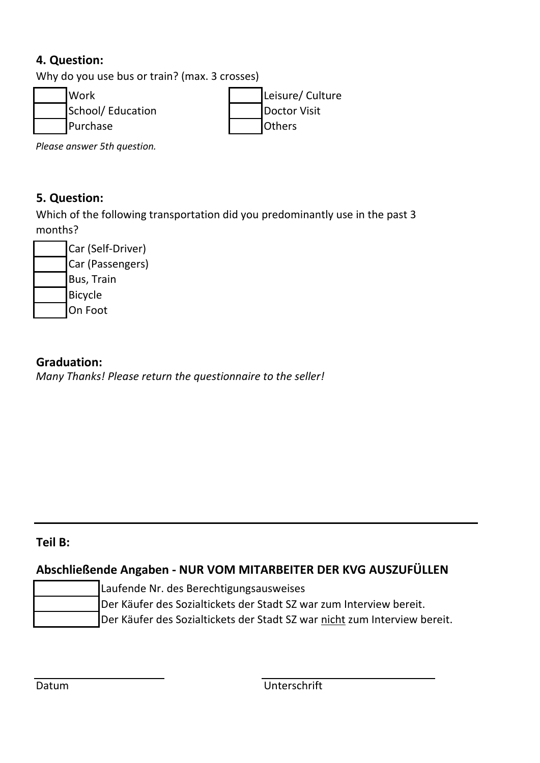### 4. Question:

Why do you use bus or train? (max. 3 crosses)

- [ ] Work
- [ ] School/ Education
- [ ] Purchase
- [ ] Leisure/ Culture
- [ ] Doctor Visit
- [ ] Others

*Please answer 5th question.*

### 5. Question:

Which of the following transportation did you predominantly use in the past 3 months?

- [ ] Car (Self-Driver)
- [ ] Car (Passengers)
- [ ] Bus, Train
- [ ] Bicycle
- [ ] On Foot

### Graduation:

*Many Thanks! Please return the questionnaire to the seller!*

---

### Teil B:

### Abschließende Angaben - NUR VOM MITARBEITER DER KVG AUSZUFÜLLEN

- [ ] Laufende Nr. des Berechtigungsausweises
- [ ] Der Käufer des Sozialtickets der Stadt SZ war zum Interview bereit.
- [ ] Der Käufer des Sozialtickets der Stadt SZ war <u>nicht</u> zum Interview bereit.

Datum ____________________ Unterschrift ____________________